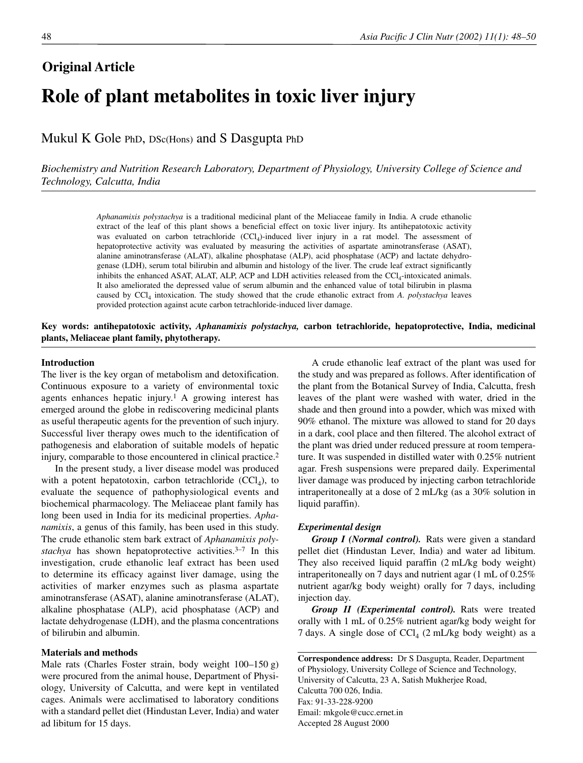## Original Article

# Role of plant metabolites in toxic liver injury

Mukul K Gole PhD, DSc(Hons) and S Dasgupta PhD

*Biochemistry and Nutrition Research Laboratory, Department of Physiology, University College of Science and Technology, Calcutta, India*

*Aphanamixis polystachya* is a traditional medicinal plant of the Meliaceae family in India. A crude ethanolic extract of the leaf of this plant shows a beneficial effect on toxic liver injury. Its antihepatotoxic activity was evaluated on carbon tetrachloride ($CCl_4$)-induced liver injury in a rat model. The assessment of hepatoprotective activity was evaluated by measuring the activities of aspartate aminotransferase (ASAT), alanine aminotransferase (ALAT), alkaline phosphatase (ALP), acid phosphatase (ACP) and lactate dehydrogenase (LDH), serum total bilirubin and albumin and histology of the liver. The crude leaf extract significantly inhibits the enhanced ASAT, ALAT, ALP, ACP and LDH activities released from the $CCl_4$-intoxicated animals. It also ameliorated the depressed value of serum albumin and the enhanced value of total bilirubin in plasma caused by $CCl_4$ intoxication. The study showed that the crude ethanolic extract from *A. polystachya* leaves provided protection against acute carbon tetrachloride-induced liver damage.

**Key words: antihepatotoxic activity, *Aphanamixis polystachya,* carbon tetrachloride, hepatoprotective, India, medicinal plants, Meliaceae plant family, phytotherapy.**

### Introduction

The liver is the key organ of metabolism and detoxification. Continuous exposure to a variety of environmental toxic agents enhances hepatic injury.[1] A growing interest has emerged around the globe in rediscovering medicinal plants as useful therapeutic agents for the prevention of such injury. Successful liver therapy owes much to the identification of pathogenesis and elaboration of suitable models of hepatic injury, comparable to those encountered in clinical practice.[2]

In the present study, a liver disease model was produced with a potent hepatotoxin, carbon tetrachloride ($CCl_4$), to evaluate the sequence of pathophysiological events and biochemical pharmacology. The Meliaceae plant family has long been used in India for its medicinal properties. *Aphanamixis*, a genus of this family, has been used in this study. The crude ethanolic stem bark extract of *Aphanamixis polystachya* has shown hepatoprotective activities.[3–7] In this investigation, crude ethanolic leaf extract has been used to determine its efficacy against liver damage, using the activities of marker enzymes such as plasma aspartate aminotransferase (ASAT), alanine aminotransferase (ALAT), alkaline phosphatase (ALP), acid phosphatase (ACP) and lactate dehydrogenase (LDH), and the plasma concentrations of bilirubin and albumin.

### Materials and methods

Male rats (Charles Foster strain, body weight 100–150 g) were procured from the animal house, Department of Physiology, University of Calcutta, and were kept in ventilated cages. Animals were acclimatised to laboratory conditions with a standard pellet diet (Hindustan Lever, India) and water ad libitum for 15 days.

A crude ethanolic leaf extract of the plant was used for the study and was prepared as follows. After identification of the plant from the Botanical Survey of India, Calcutta, fresh leaves of the plant were washed with water, dried in the shade and then ground into a powder, which was mixed with 90% ethanol. The mixture was allowed to stand for 20 days in a dark, cool place and then filtered. The alcohol extract of the plant was dried under reduced pressure at room temperature. It was suspended in distilled water with 0.25% nutrient agar. Fresh suspensions were prepared daily. Experimental liver damage was produced by injecting carbon tetrachloride intraperitoneally at a dose of 2 mL/kg (as a 30% solution in liquid paraffin).

#### *Experimental design*

***Group I (Normal control).*** Rats were given a standard pellet diet (Hindustan Lever, India) and water ad libitum. They also received liquid paraffin (2 mL/kg body weight) intraperitoneally on 7 days and nutrient agar (1 mL of 0.25% nutrient agar/kg body weight) orally for 7 days, including injection day.

***Group II (Experimental control).*** Rats were treated orally with 1 mL of 0.25% nutrient agar/kg body weight for 7 days. A single dose of $CCl_4$ (2 mL/kg body weight) as a

**Correspondence address:** Dr S Dasgupta, Reader, Department of Physiology, University College of Science and Technology, University of Calcutta, 23 A, Satish Mukherjee Road, Calcutta 700 026, India.
Fax: 91-33-228-9200
Email: mkgole@cucc.ernet.in
Accepted 28 August 2000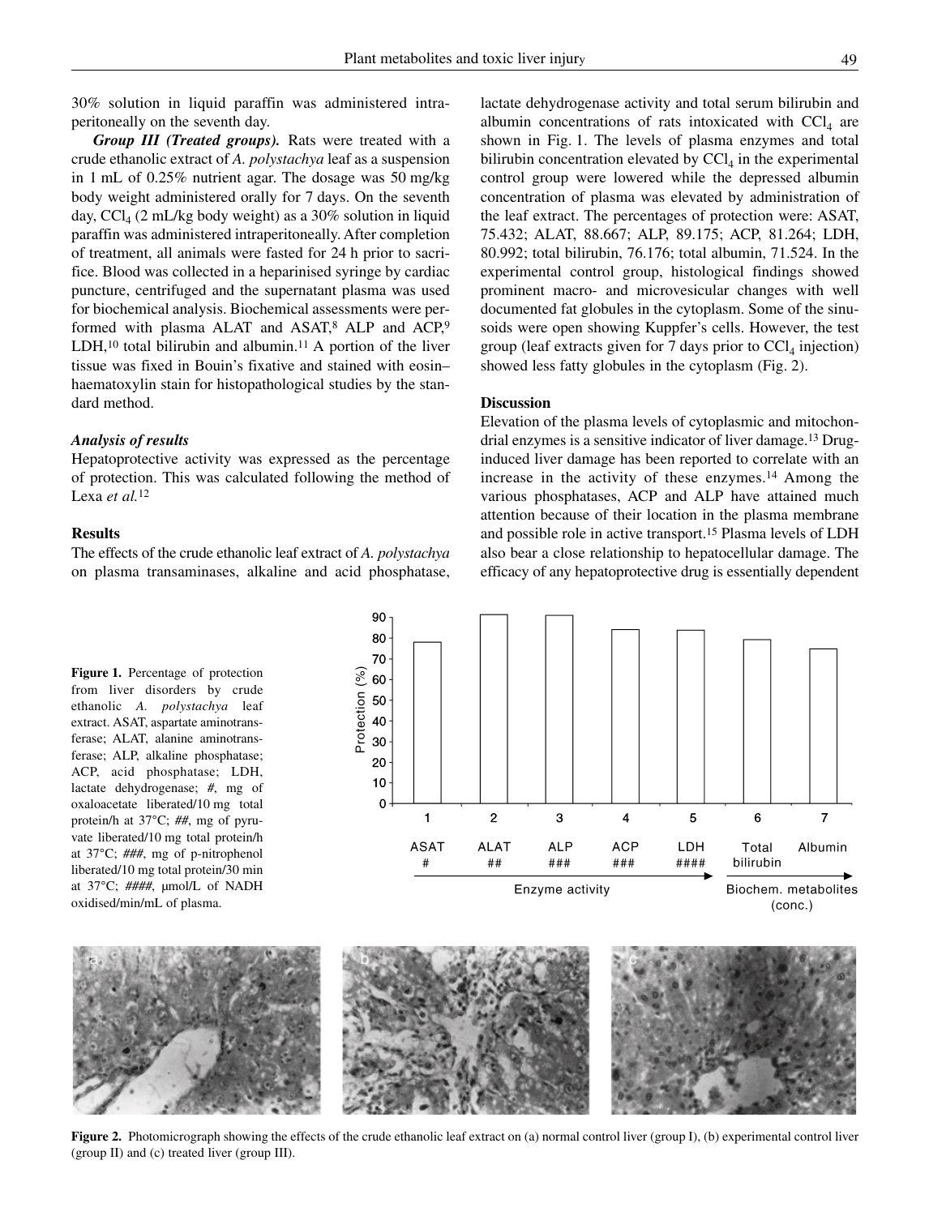30% solution in liquid paraffin was administered intraperitoneally on the seventh day.

***Group III (Treated groups).*** Rats were treated with a crude ethanolic extract of *A. polystachya* leaf as a suspension in 1 mL of 0.25% nutrient agar. The dosage was 50 mg/kg body weight administered orally for 7 days. On the seventh day, $CCl_4$ (2 mL/kg body weight) as a 30% solution in liquid paraffin was administered intraperitoneally. After completion of treatment, all animals were fasted for 24 h prior to sacrifice. Blood was collected in a heparinised syringe by cardiac puncture, centrifuged and the supernatant plasma was used for biochemical analysis. Biochemical assessments were performed with plasma ALAT and ASAT,[8] ALP and ACP,[9] LDH,[10] total bilirubin and albumin.[11] A portion of the liver tissue was fixed in Bouin's fixative and stained with eosin–haematoxylin stain for histopathological studies by the standard method.

### *Analysis of results*

Hepatoprotective activity was expressed as the percentage of protection. This was calculated following the method of Lexa *et al.*[12]

## Results

The effects of the crude ethanolic leaf extract of *A. polystachya* on plasma transaminases, alkaline and acid phosphatase, lactate dehydrogenase activity and total serum bilirubin and albumin concentrations of rats intoxicated with $CCl_4$ are shown in Fig. 1. The levels of plasma enzymes and total bilirubin concentration elevated by $CCl_4$ in the experimental control group were lowered while the depressed albumin concentration of plasma was elevated by administration of the leaf extract. The percentages of protection were: ASAT, 75.432; ALAT, 88.667; ALP, 89.175; ACP, 81.264; LDH, 80.992; total bilirubin, 76.176; total albumin, 71.524. In the experimental control group, histological findings showed prominent macro- and microvesicular changes with well documented fat globules in the cytoplasm. Some of the sinusoids were open showing Kuppfer's cells. However, the test group (leaf extracts given for 7 days prior to $CCl_4$ injection) showed less fatty globules in the cytoplasm (Fig. 2).

## Discussion

Elevation of the plasma levels of cytoplasmic and mitochondrial enzymes is a sensitive indicator of liver damage.[13] Drug-induced liver damage has been reported to correlate with an increase in the activity of these enzymes.[14] Among the various phosphatases, ACP and ALP have attained much attention because of their location in the plasma membrane and possible role in active transport.[15] Plasma levels of LDH also bear a close relationship to hepatocellular damage. The efficacy of any hepatoprotective drug is essentially dependent

**Figure 1.** Percentage of protection from liver disorders by crude ethanolic *A. polystachya* leaf extract. ASAT, aspartate aminotransferase; ALAT, alanine aminotransferase; ALP, alkaline phosphatase; ACP, acid phosphatase; LDH, lactate dehydrogenase; #, mg of oxaloacetate liberated/10 mg total protein/h at 37°C; ##, mg of pyruvate liberated/10 mg total protein/h at 37°C; ###, mg of p-nitrophenol liberated/10 mg total protein/30 min at 37°C; ####, μmol/L of NADH oxidised/min/mL of plasma.

**Figure 2.** Photomicrograph showing the effects of the crude ethanolic leaf extract on (a) normal control liver (group I), (b) experimental control liver (group II) and (c) treated liver (group III).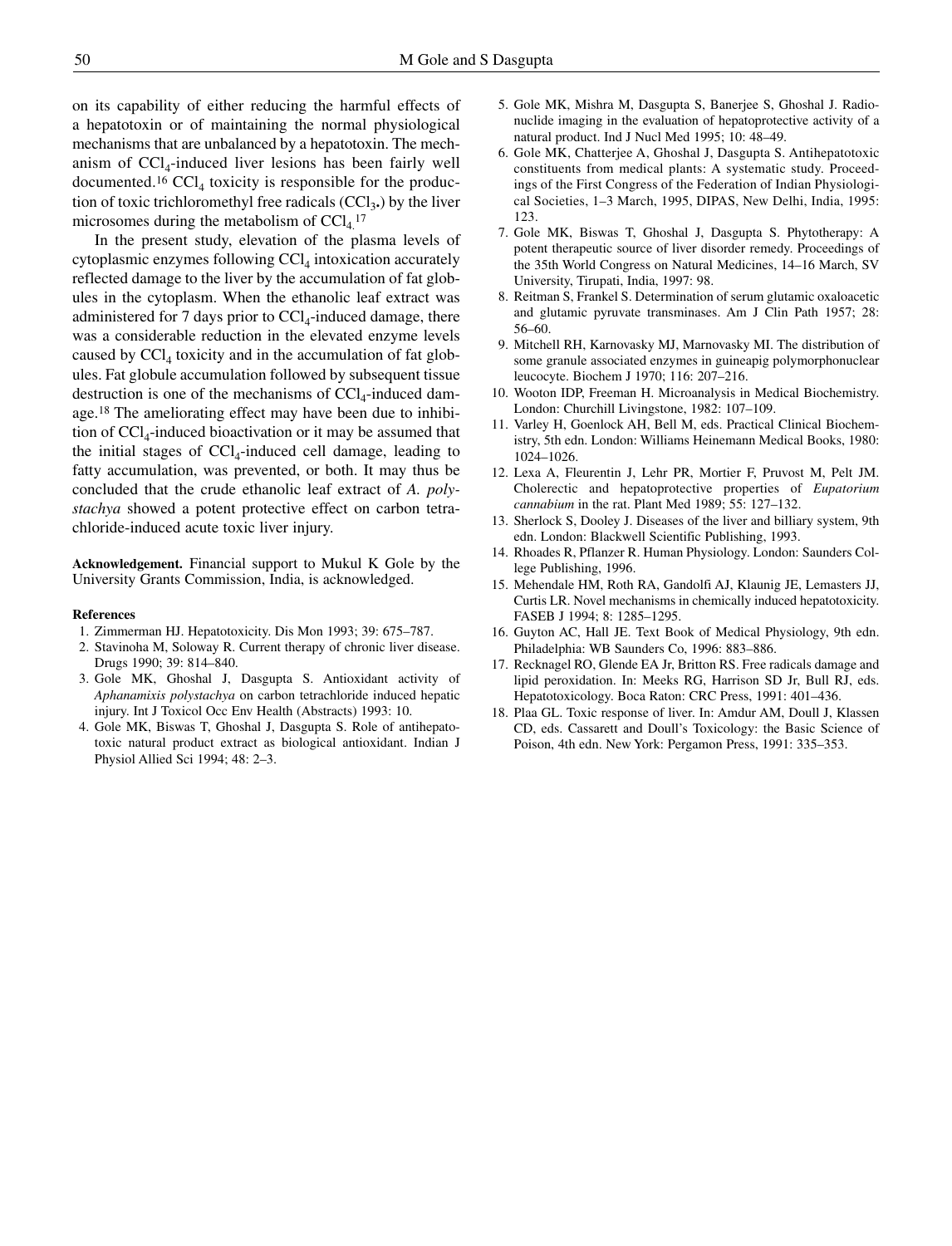on its capability of either reducing the harmful effects of a hepatotoxin or of maintaining the normal physiological mechanisms that are unbalanced by a hepatotoxin. The mechanism of $CCl_4$-induced liver lesions has been fairly well documented.[16] $CCl_4$ toxicity is responsible for the production of toxic trichloromethyl free radicals ($CCl_3$•) by the liver microsomes during the metabolism of $CCl_4$.[17]

In the present study, elevation of the plasma levels of cytoplasmic enzymes following $CCl_4$ intoxication accurately reflected damage to the liver by the accumulation of fat globules in the cytoplasm. When the ethanolic leaf extract was administered for 7 days prior to $CCl_4$-induced damage, there was a considerable reduction in the elevated enzyme levels caused by $CCl_4$ toxicity and in the accumulation of fat globules. Fat globule accumulation followed by subsequent tissue destruction is one of the mechanisms of $CCl_4$-induced damage.[18] The ameliorating effect may have been due to inhibition of $CCl_4$-induced bioactivation or it may be assumed that the initial stages of $CCl_4$-induced cell damage, leading to fatty accumulation, was prevented, or both. It may thus be concluded that the crude ethanolic leaf extract of *A. polystachya* showed a potent protective effect on carbon tetrachloride-induced acute toxic liver injury.

**Acknowledgement.** Financial support to Mukul K Gole by the University Grants Commission, India, is acknowledged.

#### References

1. Zimmerman HJ. Hepatotoxicity. Dis Mon 1993; 39: 675–787.
2. Stavinoha M, Soloway R. Current therapy of chronic liver disease. Drugs 1990; 39: 814–840.
3. Gole MK, Ghoshal J, Dasgupta S. Antioxidant activity of *Aphanamixis polystachya* on carbon tetrachloride induced hepatic injury. Int J Toxicol Occ Env Health (Abstracts) 1993: 10.
4. Gole MK, Biswas T, Ghoshal J, Dasgupta S. Role of antihepatotoxic natural product extract as biological antioxidant. Indian J Physiol Allied Sci 1994; 48: 2–3.
5. Gole MK, Mishra M, Dasgupta S, Banerjee S, Ghoshal J. Radionuclide imaging in the evaluation of hepatoprotective activity of a natural product. Ind J Nucl Med 1995; 10: 48–49.
6. Gole MK, Chatterjee A, Ghoshal J, Dasgupta S. Antihepatotoxic constituents from medical plants: A systematic study. Proceedings of the First Congress of the Federation of Indian Physiological Societies, 1–3 March, 1995, DIPAS, New Delhi, India, 1995: 123.
7. Gole MK, Biswas T, Ghoshal J, Dasgupta S. Phytotherapy: A potent therapeutic source of liver disorder remedy. Proceedings of the 35th World Congress on Natural Medicines, 14–16 March, SV University, Tirupati, India, 1997: 98.
8. Reitman S, Frankel S. Determination of serum glutamic oxaloacetic and glutamic pyruvate transminases. Am J Clin Path 1957; 28: 56–60.
9. Mitchell RH, Karnovasky MJ, Marnovasky MI. The distribution of some granule associated enzymes in guineapig polymorphonuclear leucocyte. Biochem J 1970; 116: 207–216.
10. Wooton IDP, Freeman H. Microanalysis in Medical Biochemistry. London: Churchill Livingstone, 1982: 107–109.
11. Varley H, Goenlock AH, Bell M, eds. Practical Clinical Biochemistry, 5th edn. London: Williams Heinemann Medical Books, 1980: 1024–1026.
12. Lexa A, Fleurentin J, Lehr PR, Mortier F, Pruvost M, Pelt JM. Cholerectic and hepatoprotective properties of *Eupatorium cannabium* in the rat. Plant Med 1989; 55: 127–132.
13. Sherlock S, Dooley J. Diseases of the liver and billiary system, 9th edn. London: Blackwell Scientific Publishing, 1993.
14. Rhoades R, Pflanzer R. Human Physiology. London: Saunders College Publishing, 1996.
15. Mehendale HM, Roth RA, Gandolfi AJ, Klaunig JE, Lemasters JJ, Curtis LR. Novel mechanisms in chemically induced hepatotoxicity. FASEB J 1994; 8: 1285–1295.
16. Guyton AC, Hall JE. Text Book of Medical Physiology, 9th edn. Philadelphia: WB Saunders Co, 1996: 883–886.
17. Recknagel RO, Glende EA Jr, Britton RS. Free radicals damage and lipid peroxidation. In: Meeks RG, Harrison SD Jr, Bull RJ, eds. Hepatotoxicology. Boca Raton: CRC Press, 1991: 401–436.
18. Plaa GL. Toxic response of liver. In: Amdur AM, Doull J, Klassen CD, eds. Cassarett and Doull's Toxicology: the Basic Science of Poison, 4th edn. New York: Pergamon Press, 1991: 335–353.